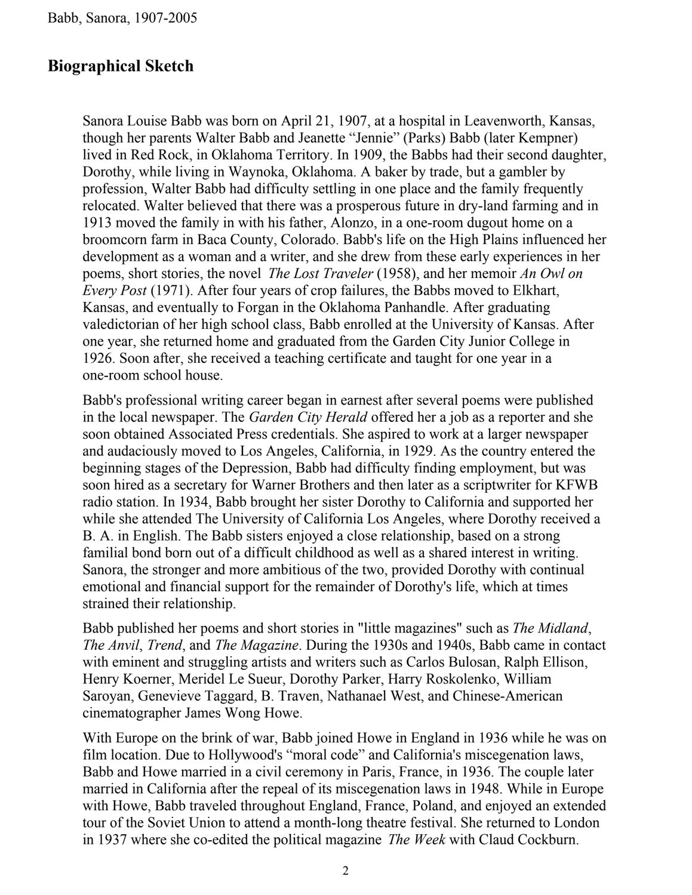## Biographical Sketch

Sanora Louise Babb was born on April 21, 1907, at a hospital in Leavenworth, Kansas, though her parents Walter Babb and Jeanette "Jennie" (Parks) Babb (later Kempner) lived in Red Rock, in Oklahoma Territory. In 1909, the Babbs had their second daughter, Dorothy, while living in Waynoka, Oklahoma. A baker by trade, but a gambler by profession, Walter Babb had difficulty settling in one place and the family frequently relocated. Walter believed that there was a prosperous future in dry-land farming and in 1913 moved the family in with his father, Alonzo, in a one-room dugout home on a broomcorn farm in Baca County, Colorado. Babb's life on the High Plains influenced her development as a woman and a writer, and she drew from these early experiences in her poems, short stories, the novel *The Lost Traveler* (1958), and her memoir *An Owl on Every Post* (1971). After four years of crop failures, the Babbs moved to Elkhart, Kansas, and eventually to Forgan in the Oklahoma Panhandle. After graduating valedictorian of her high school class, Babb enrolled at the University of Kansas. After one year, she returned home and graduated from the Garden City Junior College in 1926. Soon after, she received a teaching certificate and taught for one year in a one-room school house.

Babb's professional writing career began in earnest after several poems were published in the local newspaper. The *Garden City Herald* offered her a job as a reporter and she soon obtained Associated Press credentials. She aspired to work at a larger newspaper and audaciously moved to Los Angeles, California, in 1929. As the country entered the beginning stages of the Depression, Babb had difficulty finding employment, but was soon hired as a secretary for Warner Brothers and then later as a scriptwriter for KFWB radio station. In 1934, Babb brought her sister Dorothy to California and supported her while she attended The University of California Los Angeles, where Dorothy received a B. A. in English. The Babb sisters enjoyed a close relationship, based on a strong familial bond born out of a difficult childhood as well as a shared interest in writing. Sanora, the stronger and more ambitious of the two, provided Dorothy with continual emotional and financial support for the remainder of Dorothy's life, which at times strained their relationship.

Babb published her poems and short stories in "little magazines" such as *The Midland*, *The Anvil*, *Trend*, and *The Magazine*. During the 1930s and 1940s, Babb came in contact with eminent and struggling artists and writers such as Carlos Bulosan, Ralph Ellison, Henry Koerner, Meridel Le Sueur, Dorothy Parker, Harry Roskolenko, William Saroyan, Genevieve Taggard, B. Traven, Nathanael West, and Chinese-American cinematographer James Wong Howe.

With Europe on the brink of war, Babb joined Howe in England in 1936 while he was on film location. Due to Hollywood's "moral code" and California's miscegenation laws, Babb and Howe married in a civil ceremony in Paris, France, in 1936. The couple later married in California after the repeal of its miscegenation laws in 1948. While in Europe with Howe, Babb traveled throughout England, France, Poland, and enjoyed an extended tour of the Soviet Union to attend a month-long theatre festival. She returned to London in 1937 where she co-edited the political magazine *The Week* with Claud Cockburn.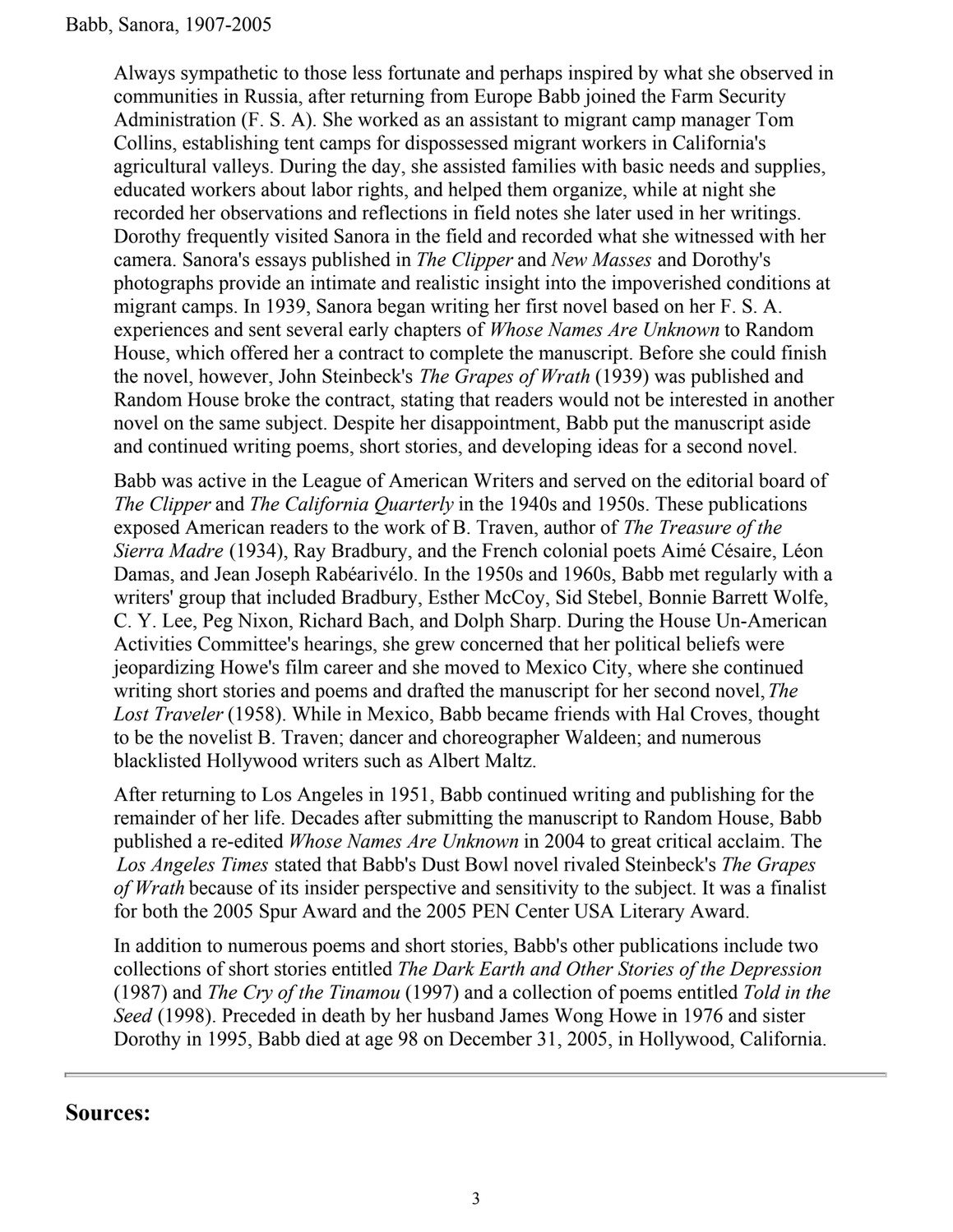Always sympathetic to those less fortunate and perhaps inspired by what she observed in communities in Russia, after returning from Europe Babb joined the Farm Security Administration (F. S. A). She worked as an assistant to migrant camp manager Tom Collins, establishing tent camps for dispossessed migrant workers in California's agricultural valleys. During the day, she assisted families with basic needs and supplies, educated workers about labor rights, and helped them organize, while at night she recorded her observations and reflections in field notes she later used in her writings. Dorothy frequently visited Sanora in the field and recorded what she witnessed with her camera. Sanora's essays published in *The Clipper* and *New Masses* and Dorothy's photographs provide an intimate and realistic insight into the impoverished conditions at migrant camps. In 1939, Sanora began writing her first novel based on her F. S. A. experiences and sent several early chapters of *Whose Names Are Unknown* to Random House, which offered her a contract to complete the manuscript. Before she could finish the novel, however, John Steinbeck's *The Grapes of Wrath* (1939) was published and Random House broke the contract, stating that readers would not be interested in another novel on the same subject. Despite her disappointment, Babb put the manuscript aside and continued writing poems, short stories, and developing ideas for a second novel.

Babb was active in the League of American Writers and served on the editorial board of *The Clipper* and *The California Quarterly* in the 1940s and 1950s. These publications exposed American readers to the work of B. Traven, author of *The Treasure of the Sierra Madre* (1934), Ray Bradbury, and the French colonial poets Aimé Césaire, Léon Damas, and Jean Joseph Rabéarivélo. In the 1950s and 1960s, Babb met regularly with a writers' group that included Bradbury, Esther McCoy, Sid Stebel, Bonnie Barrett Wolfe, C. Y. Lee, Peg Nixon, Richard Bach, and Dolph Sharp. During the House Un-American Activities Committee's hearings, she grew concerned that her political beliefs were jeopardizing Howe's film career and she moved to Mexico City, where she continued writing short stories and poems and drafted the manuscript for her second novel, *The Lost Traveler* (1958). While in Mexico, Babb became friends with Hal Croves, thought to be the novelist B. Traven; dancer and choreographer Waldeen; and numerous blacklisted Hollywood writers such as Albert Maltz.

After returning to Los Angeles in 1951, Babb continued writing and publishing for the remainder of her life. Decades after submitting the manuscript to Random House, Babb published a re-edited *Whose Names Are Unknown* in 2004 to great critical acclaim. The *Los Angeles Times* stated that Babb's Dust Bowl novel rivaled Steinbeck's *The Grapes of Wrath* because of its insider perspective and sensitivity to the subject. It was a finalist for both the 2005 Spur Award and the 2005 PEN Center USA Literary Award.

In addition to numerous poems and short stories, Babb's other publications include two collections of short stories entitled *The Dark Earth and Other Stories of the Depression* (1987) and *The Cry of the Tinamou* (1997) and a collection of poems entitled *Told in the Seed* (1998). Preceded in death by her husband James Wong Howe in 1976 and sister Dorothy in 1995, Babb died at age 98 on December 31, 2005, in Hollywood, California.

---

## Sources: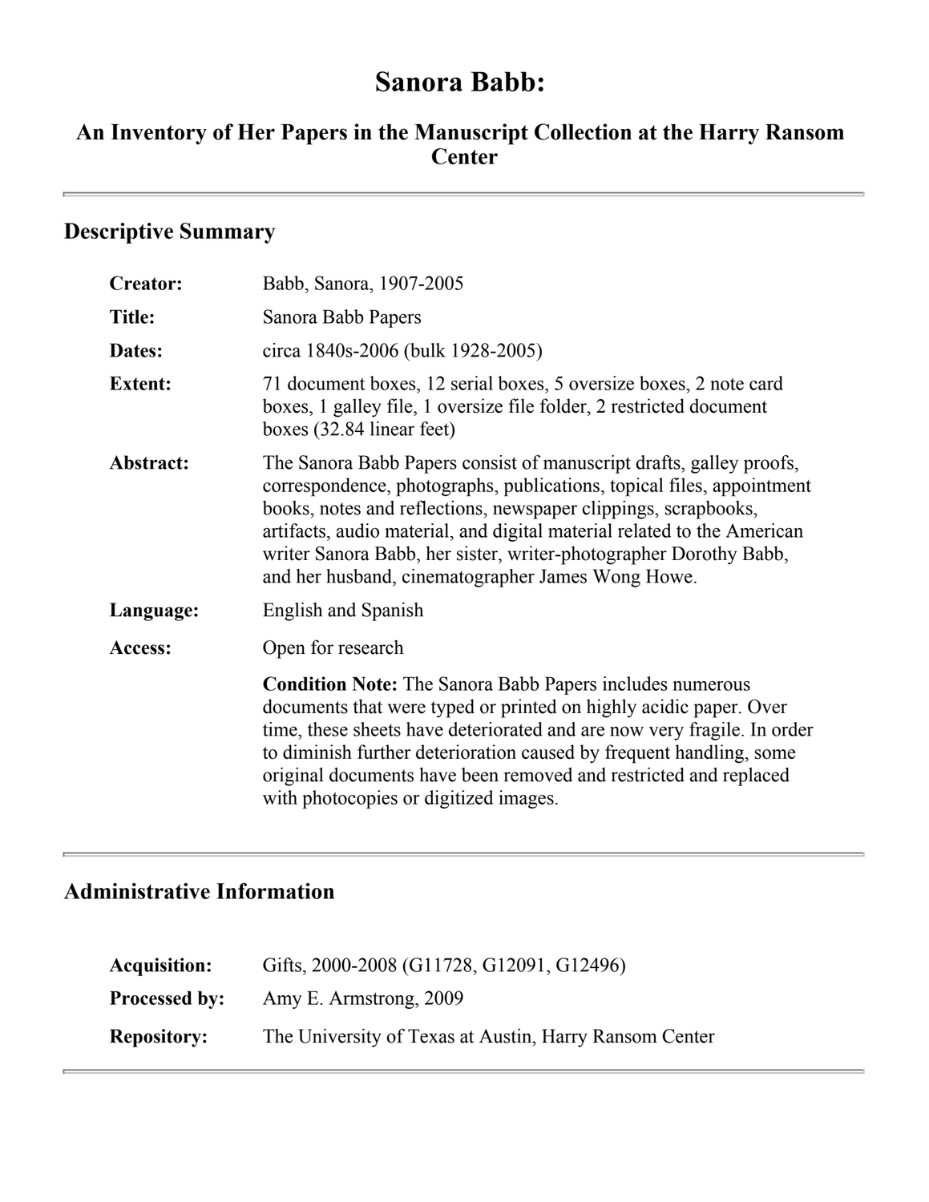# Sanora Babb:

## An Inventory of Her Papers in the Manuscript Collection at the Harry Ransom Center

---

## Descriptive Summary

**Creator:** Babb, Sanora, 1907-2005

**Title:** Sanora Babb Papers

**Dates:** circa 1840s-2006 (bulk 1928-2005)

**Extent:** 71 document boxes, 12 serial boxes, 5 oversize boxes, 2 note card boxes, 1 galley file, 1 oversize file folder, 2 restricted document boxes (32.84 linear feet)

**Abstract:** The Sanora Babb Papers consist of manuscript drafts, galley proofs, correspondence, photographs, publications, topical files, appointment books, notes and reflections, newspaper clippings, scrapbooks, artifacts, audio material, and digital material related to the American writer Sanora Babb, her sister, writer-photographer Dorothy Babb, and her husband, cinematographer James Wong Howe.

**Language:** English and Spanish

**Access:** Open for research

**Condition Note:** The Sanora Babb Papers includes numerous documents that were typed or printed on highly acidic paper. Over time, these sheets have deteriorated and are now very fragile. In order to diminish further deterioration caused by frequent handling, some original documents have been removed and restricted and replaced with photocopies or digitized images.

---

## Administrative Information

**Acquisition:** Gifts, 2000-2008 (G11728, G12091, G12496)

**Processed by:** Amy E. Armstrong, 2009

**Repository:** The University of Texas at Austin, Harry Ransom Center

---